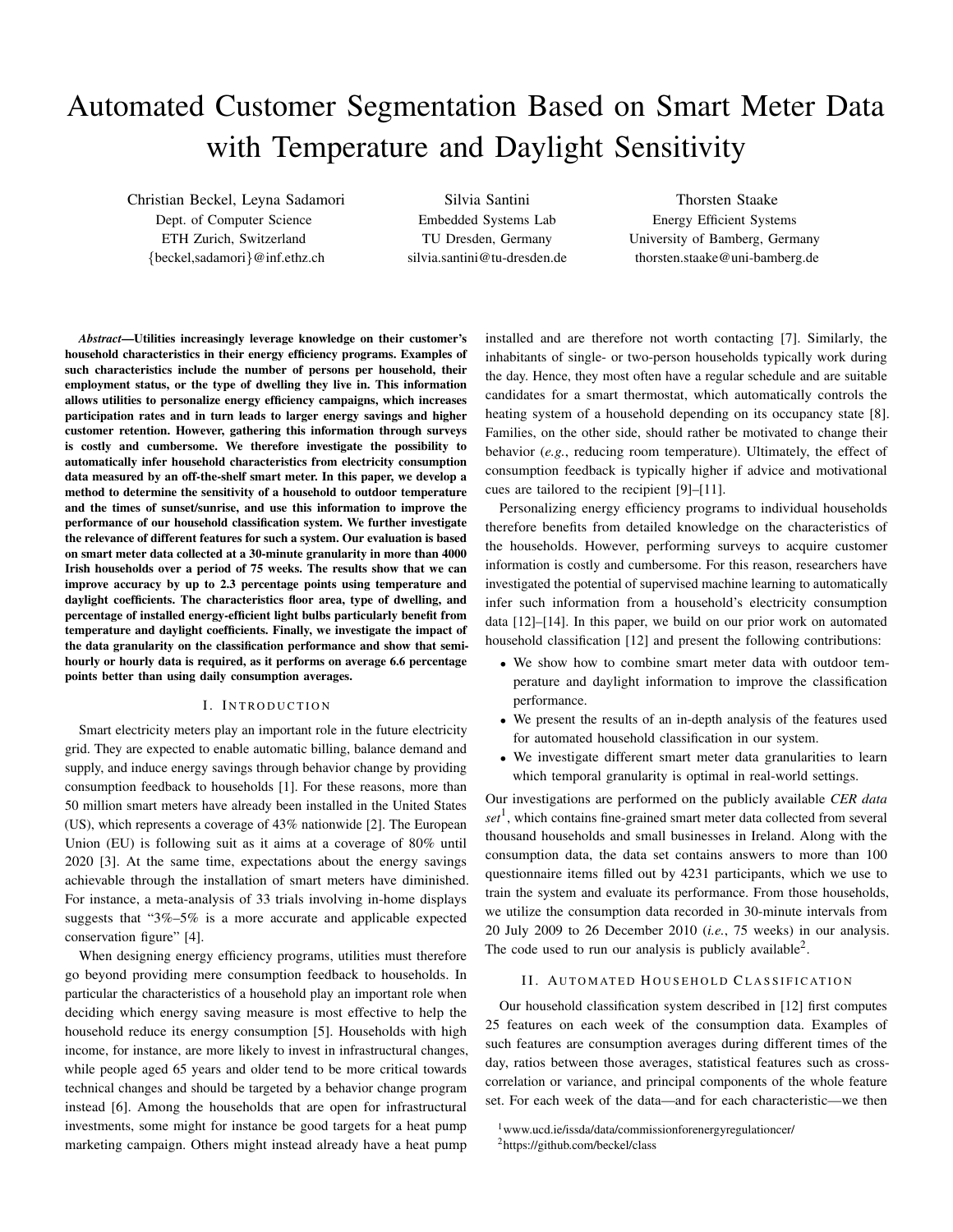# Automated Customer Segmentation Based on Smart Meter Data with Temperature and Daylight Sensitivity

Christian Beckel, Leyna Sadamori
Dept. of Computer Science
ETH Zurich, Switzerland
{beckel,sadamori}@inf.ethz.ch

Silvia Santini
Embedded Systems Lab
TU Dresden, Germany
silvia.santini@tu-dresden.de

Thorsten Staake
Energy Efficient Systems
University of Bamberg, Germany
thorsten.staake@uni-bamberg.de

***Abstract*—Utilities increasingly leverage knowledge on their customer's household characteristics in their energy efficiency programs. Examples of such characteristics include the number of persons per household, their employment status, or the type of dwelling they live in. This information allows utilities to personalize energy efficiency campaigns, which increases participation rates and in turn leads to larger energy savings and higher customer retention. However, gathering this information through surveys is costly and cumbersome. We therefore investigate the possibility to automatically infer household characteristics from electricity consumption data measured by an off-the-shelf smart meter. In this paper, we develop a method to determine the sensitivity of a household to outdoor temperature and the times of sunset/sunrise, and use this information to improve the performance of our household classification system. We further investigate the relevance of different features for such a system. Our evaluation is based on smart meter data collected at a 30-minute granularity in more than 4000 Irish households over a period of 75 weeks. The results show that we can improve accuracy by up to 2.3 percentage points using temperature and daylight coefficients. The characteristics floor area, type of dwelling, and percentage of installed energy-efficient light bulbs particularly benefit from temperature and daylight coefficients. Finally, we investigate the impact of the data granularity on the classification performance and show that semi-hourly or hourly data is required, as it performs on average 6.6 percentage points better than using daily consumption averages.**

## I. Introduction

Smart electricity meters play an important role in the future electricity grid. They are expected to enable automatic billing, balance demand and supply, and induce energy savings through behavior change by providing consumption feedback to households [1]. For these reasons, more than 50 million smart meters have already been installed in the United States (US), which represents a coverage of 43% nationwide [2]. The European Union (EU) is following suit as it aims at a coverage of 80% until 2020 [3]. At the same time, expectations about the energy savings achievable through the installation of smart meters have diminished. For instance, a meta-analysis of 33 trials involving in-home displays suggests that "3%–5% is a more accurate and applicable expected conservation figure" [4].

When designing energy efficiency programs, utilities must therefore go beyond providing mere consumption feedback to households. In particular the characteristics of a household play an important role when deciding which energy saving measure is most effective to help the household reduce its energy consumption [5]. Households with high income, for instance, are more likely to invest in infrastructural changes, while people aged 65 years and older tend to be more critical towards technical changes and should be targeted by a behavior change program instead [6]. Among the households that are open for infrastructural investments, some might for instance be good targets for a heat pump marketing campaign. Others might instead already have a heat pump installed and are therefore not worth contacting [7]. Similarly, the inhabitants of single- or two-person households typically work during the day. Hence, they most often have a regular schedule and are suitable candidates for a smart thermostat, which automatically controls the heating system of a household depending on its occupancy state [8]. Families, on the other side, should rather be motivated to change their behavior (*e.g.*, reducing room temperature). Ultimately, the effect of consumption feedback is typically higher if advice and motivational cues are tailored to the recipient [9]–[11].

Personalizing energy efficiency programs to individual households therefore benefits from detailed knowledge on the characteristics of the households. However, performing surveys to acquire customer information is costly and cumbersome. For this reason, researchers have investigated the potential of supervised machine learning to automatically infer such information from a household's electricity consumption data [12]–[14]. In this paper, we build on our prior work on automated household classification [12] and present the following contributions:

- We show how to combine smart meter data with outdoor temperature and daylight information to improve the classification performance.
- We present the results of an in-depth analysis of the features used for automated household classification in our system.
- We investigate different smart meter data granularities to learn which temporal granularity is optimal in real-world settings.

Our investigations are performed on the publicly available *CER data set*[1], which contains fine-grained smart meter data collected from several thousand households and small businesses in Ireland. Along with the consumption data, the data set contains answers to more than 100 questionnaire items filled out by 4231 participants, which we use to train the system and evaluate its performance. From those households, we utilize the consumption data recorded in 30-minute intervals from 20 July 2009 to 26 December 2010 (*i.e.*, 75 weeks) in our analysis. The code used to run our analysis is publicly available[2].

## II. Automated Household Classification

Our household classification system described in [12] first computes 25 features on each week of the consumption data. Examples of such features are consumption averages during different times of the day, ratios between those averages, statistical features such as cross-correlation or variance, and principal components of the whole feature set. For each week of the data—and for each characteristic—we then

[1] www.ucd.ie/issda/data/commissionforenergyregulationcer/

[2] https://github.com/beckel/class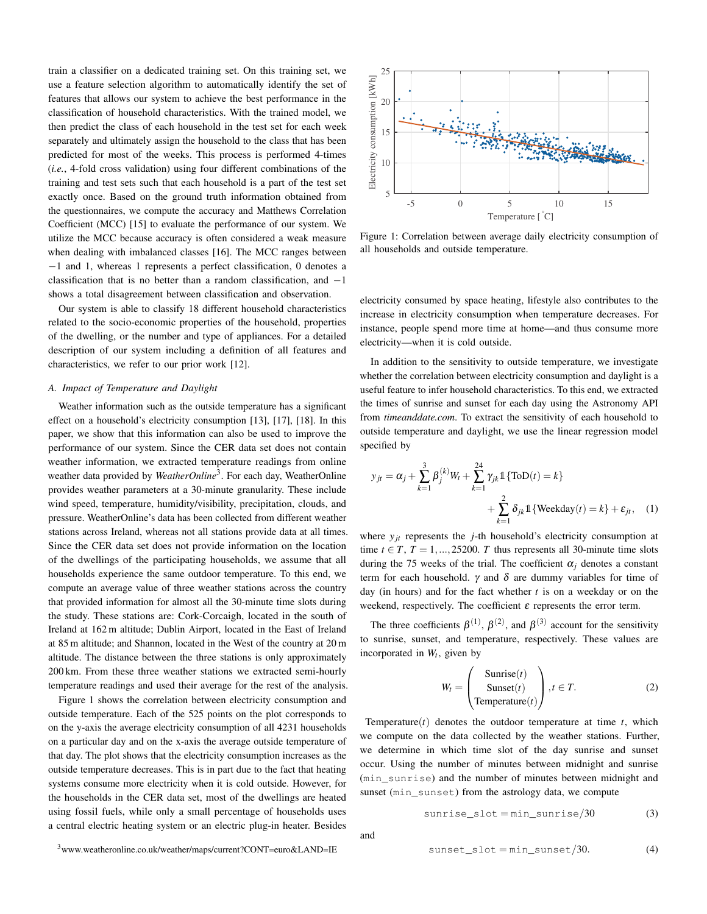train a classifier on a dedicated training set. On this training set, we use a feature selection algorithm to automatically identify the set of features that allows our system to achieve the best performance in the classification of household characteristics. With the trained model, we then predict the class of each household in the test set for each week separately and ultimately assign the household to the class that has been predicted for most of the weeks. This process is performed 4-times (*i.e.*, 4-fold cross validation) using four different combinations of the training and test sets such that each household is a part of the test set exactly once. Based on the ground truth information obtained from the questionnaires, we compute the accuracy and Matthews Correlation Coefficient (MCC) [15] to evaluate the performance of our system. We utilize the MCC because accuracy is often considered a weak measure when dealing with imbalanced classes [16]. The MCC ranges between $-1$ and 1, whereas 1 represents a perfect classification, 0 denotes a classification that is no better than a random classification, and $-1$ shows a total disagreement between classification and observation.

Our system is able to classify 18 different household characteristics related to the socio-economic properties of the household, properties of the dwelling, or the number and type of appliances. For a detailed description of our system including a definition of all features and characteristics, we refer to our prior work [12].

### A. Impact of Temperature and Daylight

Weather information such as the outside temperature has a significant effect on a household's electricity consumption [13], [17], [18]. In this paper, we show that this information can also be used to improve the performance of our system. Since the CER data set does not contain weather information, we extracted temperature readings from online weather data provided by *WeatherOnline*[3]. For each day, WeatherOnline provides weather parameters at a 30-minute granularity. These include wind speed, temperature, humidity/visibility, precipitation, clouds, and pressure. WeatherOnline's data has been collected from different weather stations across Ireland, whereas not all stations provide data at all times. Since the CER data set does not provide information on the location of the dwellings of the participating households, we assume that all households experience the same outdoor temperature. To this end, we compute an average value of three weather stations across the country that provided information for almost all the 30-minute time slots during the study. These stations are: Cork-Corcaigh, located in the south of Ireland at 162 m altitude; Dublin Airport, located in the East of Ireland at 85 m altitude; and Shannon, located in the West of the country at 20 m altitude. The distance between the three stations is only approximately 200 km. From these three weather stations we extracted semi-hourly temperature readings and used their average for the rest of the analysis.

Figure 1 shows the correlation between electricity consumption and outside temperature. Each of the 525 points on the plot corresponds to on the y-axis the average electricity consumption of all 4231 households on a particular day and on the x-axis the average outside temperature of that day. The plot shows that the electricity consumption increases as the outside temperature decreases. This is in part due to the fact that heating systems consume more electricity when it is cold outside. However, for the households in the CER data set, most of the dwellings are heated using fossil fuels, while only a small percentage of households uses a central electric heating system or an electric plug-in heater. Besides electricity consumed by space heating, lifestyle also contributes to the increase in electricity consumption when temperature decreases. For instance, people spend more time at home—and thus consume more electricity—when it is cold outside.

Figure 1: Correlation between average daily electricity consumption of all households and outside temperature.

In addition to the sensitivity to outside temperature, we investigate whether the correlation between electricity consumption and daylight is a useful feature to infer household characteristics. To this end, we extracted the times of sunrise and sunset for each day using the Astronomy API from *timeanddate.com*. To extract the sensitivity of each household to outside temperature and daylight, we use the linear regression model specified by

$$y_{jt} = \alpha_j + \sum_{k=1}^{3} \beta_j^{(k)} W_t + \sum_{k=1}^{24} \gamma_{jk} \mathbb{1}\{\text{ToD}(t) = k\} + \sum_{k=1}^{2} \delta_{jk} \mathbb{1}\{\text{Weekday}(t) = k\} + \varepsilon_{jt}, \quad (1)$$

where $y_{jt}$ represents the $j$-th household's electricity consumption at time $t \in T$, $T = 1, ..., 25200$. $T$ thus represents all 30-minute time slots during the 75 weeks of the trial. The coefficient $\alpha_j$ denotes a constant term for each household. $\gamma$ and $\delta$ are dummy variables for time of day (in hours) and for the fact whether $t$ is on a weekday or on the weekend, respectively. The coefficient $\varepsilon$ represents the error term.

The three coefficients $\beta^{(1)}$, $\beta^{(2)}$, and $\beta^{(3)}$ account for the sensitivity to sunrise, sunset, and temperature, respectively. These values are incorporated in $W_t$, given by

$$W_t = \begin{pmatrix} \text{Sunrise}(t) \\ \text{Sunset}(t) \\ \text{Temperature}(t) \end{pmatrix}, t \in T. \quad (2)$$

$\text{Temperature}(t)$ denotes the outdoor temperature at time $t$, which we compute on the data collected by the weather stations. Further, we determine in which time slot of the day sunrise and sunset occur. Using the number of minutes between midnight and sunrise (`min_sunrise`) and the number of minutes between midnight and sunset (`min_sunset`) from the astrology data, we compute

$$\texttt{sunrise\_slot} = \texttt{min\_sunrise}/30 \quad (3)$$

and

$$\texttt{sunset\_slot} = \texttt{min\_sunset}/30. \quad (4)$$

[3] www.weatheronline.co.uk/weather/maps/current?CONT=euro&LAND=IE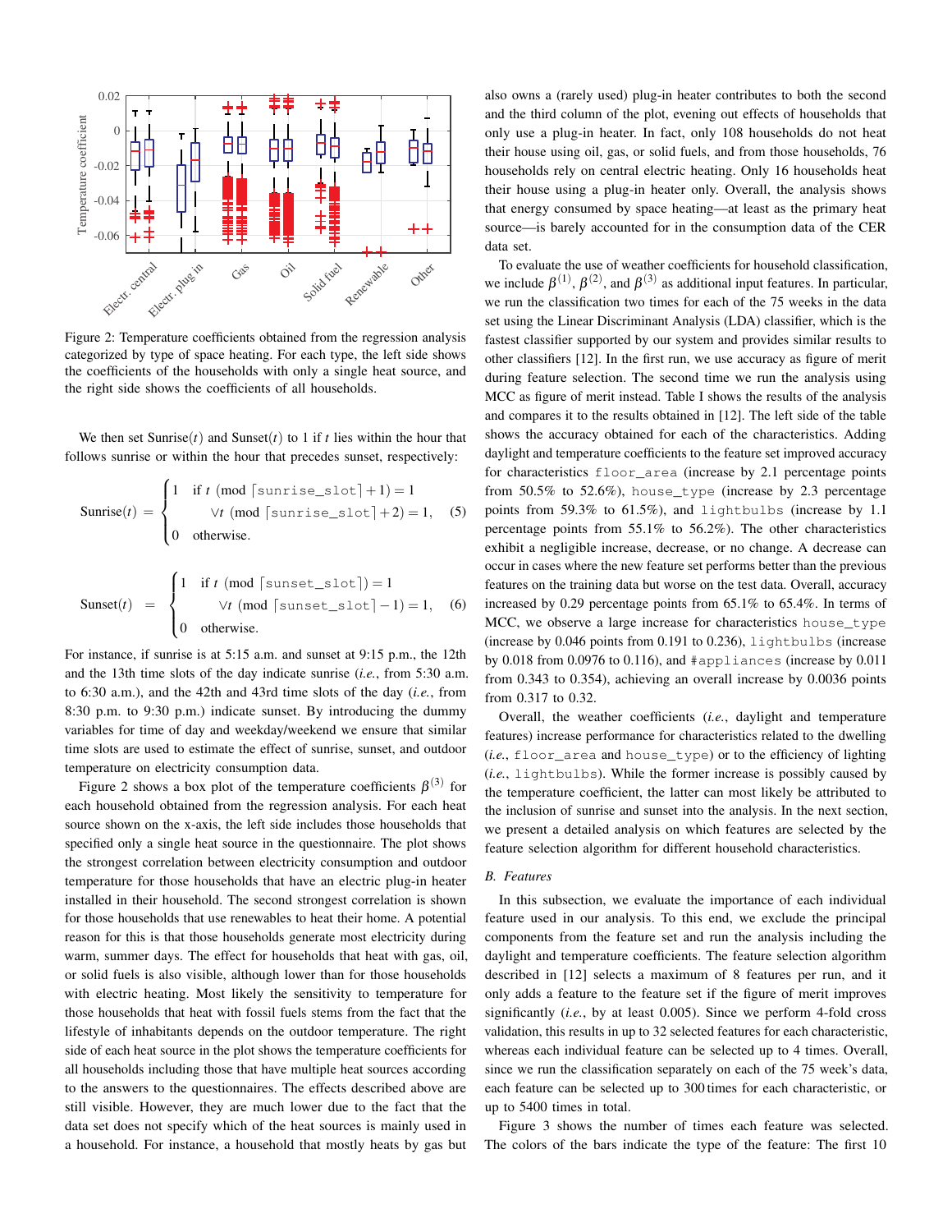0.02
0
-0.02
-0.04
-0.06
Temperature coefficient
Electr. central
Electr. plug in
Gas
Oil
Solid fuel
Renewable
Other

Figure 2: Temperature coefficients obtained from the regression analysis categorized by type of space heating. For each type, the left side shows the coefficients of the households with only a single heat source, and the right side shows the coefficients of all households.

We then set Sunrise($t$) and Sunset($t$) to 1 if $t$ lies within the hour that follows sunrise or within the hour that precedes sunset, respectively:

$$\text{Sunrise}(t) = \begin{cases} 1 & \text{if } t \pmod{\lceil \texttt{sunrise\_slot} \rceil + 1} = 1 \\ & \quad \vee t \pmod{\lceil \texttt{sunrise\_slot} \rceil + 2} = 1, \\ 0 & \text{otherwise.} \end{cases} \quad (5)$$

$$\text{Sunset}(t) = \begin{cases} 1 & \text{if } t \pmod{\lceil \texttt{sunset\_slot} \rceil} = 1 \\ & \quad \vee t \pmod{\lceil \texttt{sunset\_slot} \rceil - 1} = 1, \\ 0 & \text{otherwise.} \end{cases} \quad (6)$$

For instance, if sunrise is at 5:15 a.m. and sunset at 9:15 p.m., the 12th and the 13th time slots of the day indicate sunrise (*i.e.*, from 5:30 a.m. to 6:30 a.m.), and the 42th and 43rd time slots of the day (*i.e.*, from 8:30 p.m. to 9:30 p.m.) indicate sunset. By introducing the dummy variables for time of day and weekday/weekend we ensure that similar time slots are used to estimate the effect of sunrise, sunset, and outdoor temperature on electricity consumption data.

Figure 2 shows a box plot of the temperature coefficients $\beta^{(3)}$ for each household obtained from the regression analysis. For each heat source shown on the x-axis, the left side includes those households that specified only a single heat source in the questionnaire. The plot shows the strongest correlation between electricity consumption and outdoor temperature for those households that have an electric plug-in heater installed in their household. The second strongest correlation is shown for those households that use renewables to heat their home. A potential reason for this is that those households generate most electricity during warm, summer days. The effect for households that heat with gas, oil, or solid fuels is also visible, although lower than for those households with electric heating. Most likely the sensitivity to temperature for those households that heat with fossil fuels stems from the fact that the lifestyle of inhabitants depends on the outdoor temperature. The right side of each heat source in the plot shows the temperature coefficients for all households including those that have multiple heat sources according to the answers to the questionnaires. The effects described above are still visible. However, they are much lower due to the fact that the data set does not specify which of the heat sources is mainly used in a household. For instance, a household that mostly heats by gas but also owns a (rarely used) plug-in heater contributes to both the second and the third column of the plot, evening out effects of households that only use a plug-in heater. In fact, only 108 households do not heat their house using oil, gas, or solid fuels, and from those households, 76 households rely on central electric heating. Only 16 households heat their house using a plug-in heater only. Overall, the analysis shows that energy consumed by space heating—at least as the primary heat source—is barely accounted for in the consumption data of the CER data set.

To evaluate the use of weather coefficients for household classification, we include $\beta^{(1)}$, $\beta^{(2)}$, and $\beta^{(3)}$ as additional input features. In particular, we run the classification two times for each of the 75 weeks in the data set using the Linear Discriminant Analysis (LDA) classifier, which is the fastest classifier supported by our system and provides similar results to other classifiers [12]. In the first run, we use accuracy as figure of merit during feature selection. The second time we run the analysis using MCC as figure of merit instead. Table I shows the results of the analysis and compares it to the results obtained in [12]. The left side of the table shows the accuracy obtained for each of the characteristics. Adding daylight and temperature coefficients to the feature set improved accuracy for characteristics `floor_area` (increase by 2.1 percentage points from 50.5% to 52.6%), `house_type` (increase by 2.3 percentage points from 59.3% to 61.5%), and `lightbulbs` (increase by 1.1 percentage points from 55.1% to 56.2%). The other characteristics exhibit a negligible increase, decrease, or no change. A decrease can occur in cases where the new feature set performs better than the previous features on the training data but worse on the test data. Overall, accuracy increased by 0.29 percentage points from 65.1% to 65.4%. In terms of MCC, we observe a large increase for characteristics `house_type` (increase by 0.046 points from 0.191 to 0.236), `lightbulbs` (increase by 0.018 from 0.0976 to 0.116), and `#appliances` (increase by 0.011 from 0.343 to 0.354), achieving an overall increase by 0.0036 points from 0.317 to 0.32.

Overall, the weather coefficients (*i.e.*, daylight and temperature features) increase performance for characteristics related to the dwelling (*i.e.*, `floor_area` and `house_type`) or to the efficiency of lighting (*i.e.*, `lightbulbs`). While the former increase is possibly caused by the temperature coefficient, the latter can most likely be attributed to the inclusion of sunrise and sunset into the analysis. In the next section, we present a detailed analysis on which features are selected by the feature selection algorithm for different household characteristics.

### B. Features

In this subsection, we evaluate the importance of each individual feature used in our analysis. To this end, we exclude the principal components from the feature set and run the analysis including the daylight and temperature coefficients. The feature selection algorithm described in [12] selects a maximum of 8 features per run, and it only adds a feature to the feature set if the figure of merit improves significantly (*i.e.*, by at least 0.005). Since we perform 4-fold cross validation, this results in up to 32 selected features for each characteristic, whereas each individual feature can be selected up to 4 times. Overall, since we run the classification separately on each of the 75 week's data, each feature can be selected up to 300 times for each characteristic, or up to 5400 times in total.

Figure 3 shows the number of times each feature was selected. The colors of the bars indicate the type of the feature: The first 10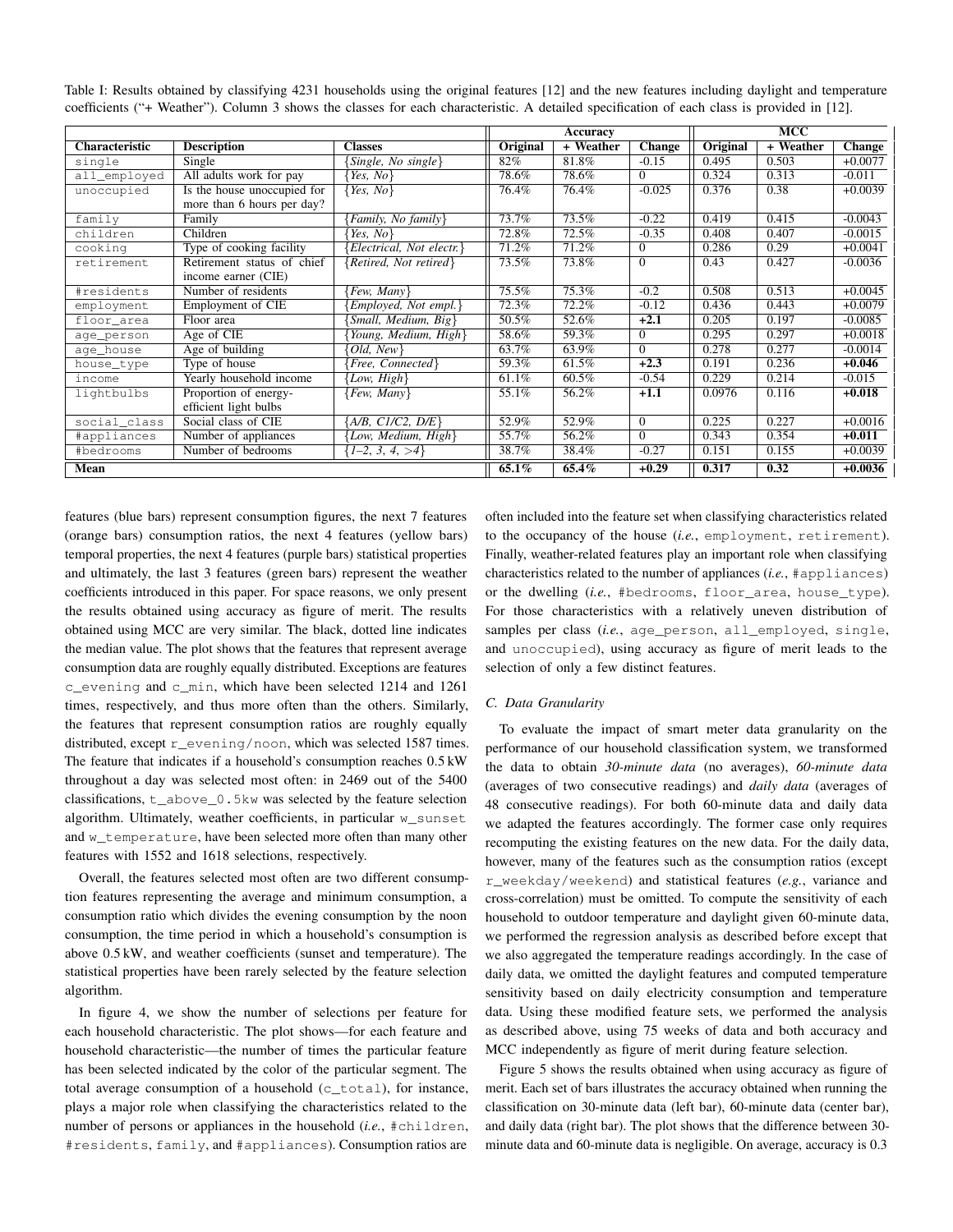Table I: Results obtained by classifying 4231 households using the original features [12] and the new features including daylight and temperature coefficients ("+ Weather"). Column 3 shows the classes for each characteristic. A detailed specification of each class is provided in [12].

| | | | Accuracy | | | MCC | | |
|---|---|---|---|---|---|---|---|---|
| **Characteristic** | **Description** | **Classes** | **Original** | **+ Weather** | **Change** | **Original** | **+ Weather** | **Change** |
| single | Single | {*Single, No single*} | 82% | 81.8% | -0.15 | 0.495 | 0.503 | +0.0077 |
| all_employed | All adults work for pay | {*Yes, No*} | 78.6% | 78.6% | 0 | 0.324 | 0.313 | -0.011 |
| unoccupied | Is the house unoccupied for more than 6 hours per day? | {*Yes, No*} | 76.4% | 76.4% | -0.025 | 0.376 | 0.38 | +0.0039 |
| family | Family | {*Family, No family*} | 73.7% | 73.5% | -0.22 | 0.419 | 0.415 | -0.0043 |
| children | Children | {*Yes, No*} | 72.8% | 72.5% | -0.35 | 0.408 | 0.407 | -0.0015 |
| cooking | Type of cooking facility | {*Electrical, Not electr.*} | 71.2% | 71.2% | 0 | 0.286 | 0.29 | +0.0041 |
| retirement | Retirement status of chief income earner (CIE) | {*Retired, Not retired*} | 73.5% | 73.8% | 0 | 0.43 | 0.427 | -0.0036 |
| #residents | Number of residents | {*Few, Many*} | 75.5% | 75.3% | -0.2 | 0.508 | 0.513 | +0.0045 |
| employment | Employment of CIE | {*Employed, Not empl.*} | 72.3% | 72.2% | -0.12 | 0.436 | 0.443 | +0.0079 |
| floor_area | Floor area | {*Small, Medium, Big*} | 50.5% | 52.6% | **+2.1** | 0.205 | 0.197 | -0.0085 |
| age_person | Age of CIE | {*Young, Medium, High*} | 58.6% | 59.3% | 0 | 0.295 | 0.297 | +0.0018 |
| age_house | Age of building | {*Old, New*} | 63.7% | 63.9% | 0 | 0.278 | 0.277 | -0.0014 |
| house_type | Type of house | {*Free, Connected*} | 59.3% | 61.5% | **+2.3** | 0.191 | 0.236 | **+0.046** |
| income | Yearly household income | {*Low, High*} | 61.1% | 60.5% | -0.54 | 0.229 | 0.214 | -0.015 |
| lightbulbs | Proportion of energy-efficient light bulbs | {*Few, Many*} | 55.1% | 56.2% | **+1.1** | 0.0976 | 0.116 | **+0.018** |
| social_class | Social class of CIE | {*A/B, C1/C2, D/E*} | 52.9% | 52.9% | 0 | 0.225 | 0.227 | +0.0016 |
| #appliances | Number of appliances | {*Low, Medium, High*} | 55.7% | 56.2% | 0 | 0.343 | 0.354 | **+0.011** |
| #bedrooms | Number of bedrooms | {*1–2, 3, 4, >4*} | 38.7% | 38.4% | -0.27 | 0.151 | 0.155 | +0.0039 |
| **Mean** | | | **65.1%** | **65.4%** | **+0.29** | **0.317** | **0.32** | **+0.0036** |

features (blue bars) represent consumption figures, the next 7 features (orange bars) consumption ratios, the next 4 features (yellow bars) temporal properties, the next 4 features (purple bars) statistical properties and ultimately, the last 3 features (green bars) represent the weather coefficients introduced in this paper. For space reasons, we only present the results obtained using accuracy as figure of merit. The results obtained using MCC are very similar. The black, dotted line indicates the median value. The plot shows that the features that represent average consumption data are roughly equally distributed. Exceptions are features c_evening and c_min, which have been selected 1214 and 1261 times, respectively, and thus more often than the others. Similarly, the features that represent consumption ratios are roughly equally distributed, except r_evening/noon, which was selected 1587 times. The feature that indicates if a household's consumption reaches 0.5 kW throughout a day was selected most often: in 2469 out of the 5400 classifications, t_above_0.5kw was selected by the feature selection algorithm. Ultimately, weather coefficients, in particular w_sunset and w_temperature, have been selected more often than many other features with 1552 and 1618 selections, respectively.

Overall, the features selected most often are two different consumption features representing the average and minimum consumption, a consumption ratio which divides the evening consumption by the noon consumption, the time period in which a household's consumption is above 0.5 kW, and weather coefficients (sunset and temperature). The statistical properties have been rarely selected by the feature selection algorithm.

In figure 4, we show the number of selections per feature for each household characteristic. The plot shows—for each feature and household characteristic—the number of times the particular feature has been selected indicated by the color of the particular segment. The total average consumption of a household (c_total), for instance, plays a major role when classifying the characteristics related to the number of persons or appliances in the household (*i.e.*, #children, #residents, family, and #appliances). Consumption ratios are often included into the feature set when classifying characteristics related to the occupancy of the house (*i.e.*, employment, retirement). Finally, weather-related features play an important role when classifying characteristics related to the number of appliances (*i.e.*, #appliances) or the dwelling (*i.e.*, #bedrooms, floor_area, house_type). For those characteristics with a relatively uneven distribution of samples per class (*i.e.*, age_person, all_employed, single, and unoccupied), using accuracy as figure of merit leads to the selection of only a few distinct features.

### C. Data Granularity

To evaluate the impact of smart meter data granularity on the performance of our household classification system, we transformed the data to obtain *30-minute data* (no averages), *60-minute data* (averages of two consecutive readings) and *daily data* (averages of 48 consecutive readings). For both 60-minute data and daily data we adapted the features accordingly. The former case only requires recomputing the existing features on the new data. For the daily data, however, many of the features such as the consumption ratios (except r_weekday/weekend) and statistical features (*e.g.*, variance and cross-correlation) must be omitted. To compute the sensitivity of each household to outdoor temperature and daylight given 60-minute data, we performed the regression analysis as described before except that we also aggregated the temperature readings accordingly. In the case of daily data, we omitted the daylight features and computed temperature sensitivity based on daily electricity consumption and temperature data. Using these modified feature sets, we performed the analysis as described above, using 75 weeks of data and both accuracy and MCC independently as figure of merit during feature selection.

Figure 5 shows the results obtained when using accuracy as figure of merit. Each set of bars illustrates the accuracy obtained when running the classification on 30-minute data (left bar), 60-minute data (center bar), and daily data (right bar). The plot shows that the difference between 30-minute data and 60-minute data is negligible. On average, accuracy is 0.3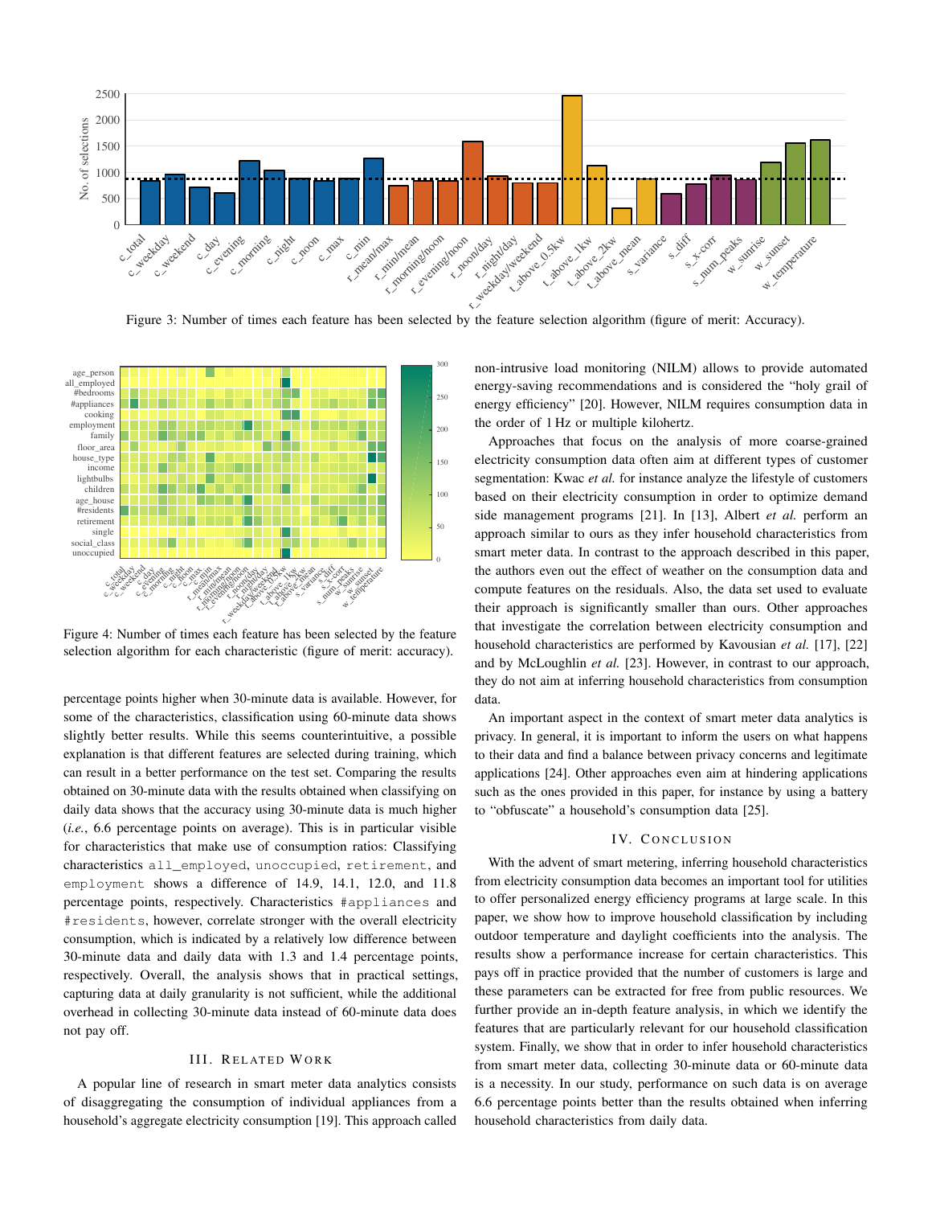Figure 3: Number of times each feature has been selected by the feature selection algorithm (figure of merit: Accuracy).

Figure 4: Number of times each feature has been selected by the feature selection algorithm for each characteristic (figure of merit: accuracy).

percentage points higher when 30-minute data is available. However, for some of the characteristics, classification using 60-minute data shows slightly better results. While this seems counterintuitive, a possible explanation is that different features are selected during training, which can result in a better performance on the test set. Comparing the results obtained on 30-minute data with the results obtained when classifying on daily data shows that the accuracy using 30-minute data is much higher (*i.e.*, 6.6 percentage points on average). This is in particular visible for characteristics that make use of consumption ratios: Classifying characteristics `all_employed`, `unoccupied`, `retirement`, and `employment` shows a difference of 14.9, 14.1, 12.0, and 11.8 percentage points, respectively. Characteristics `#appliances` and `#residents`, however, correlate stronger with the overall electricity consumption, which is indicated by a relatively low difference between 30-minute data and daily data with 1.3 and 1.4 percentage points, respectively. Overall, the analysis shows that in practical settings, capturing data at daily granularity is not sufficient, while the additional overhead in collecting 30-minute data instead of 60-minute data does not pay off.

## III. Related Work

A popular line of research in smart meter data analytics consists of disaggregating the consumption of individual appliances from a household's aggregate electricity consumption [19]. This approach called non-intrusive load monitoring (NILM) allows to provide automated energy-saving recommendations and is considered the "holy grail of energy efficiency" [20]. However, NILM requires consumption data in the order of 1 Hz or multiple kilohertz.

Approaches that focus on the analysis of more coarse-grained electricity consumption data often aim at different types of customer segmentation: Kwac *et al.* for instance analyze the lifestyle of customers based on their electricity consumption in order to optimize demand side management programs [21]. In [13], Albert *et al.* perform an approach similar to ours as they infer household characteristics from smart meter data. In contrast to the approach described in this paper, the authors even out the effect of weather on the consumption data and compute features on the residuals. Also, the data set used to evaluate their approach is significantly smaller than ours. Other approaches that investigate the correlation between electricity consumption and household characteristics are performed by Kavousian *et al.* [17], [22] and by McLoughlin *et al.* [23]. However, in contrast to our approach, they do not aim at inferring household characteristics from consumption data.

An important aspect in the context of smart meter data analytics is privacy. In general, it is important to inform the users on what happens to their data and find a balance between privacy concerns and legitimate applications [24]. Other approaches even aim at hindering applications such as the ones provided in this paper, for instance by using a battery to "obfuscate" a household's consumption data [25].

## IV. Conclusion

With the advent of smart metering, inferring household characteristics from electricity consumption data becomes an important tool for utilities to offer personalized energy efficiency programs at large scale. In this paper, we show how to improve household classification by including outdoor temperature and daylight coefficients into the analysis. The results show a performance increase for certain characteristics. This pays off in practice provided that the number of customers is large and these parameters can be extracted for free from public resources. We further provide an in-depth feature analysis, in which we identify the features that are particularly relevant for our household classification system. Finally, we show that in order to infer household characteristics from smart meter data, collecting 30-minute data or 60-minute data is a necessity. In our study, performance on such data is on average 6.6 percentage points better than the results obtained when inferring household characteristics from daily data.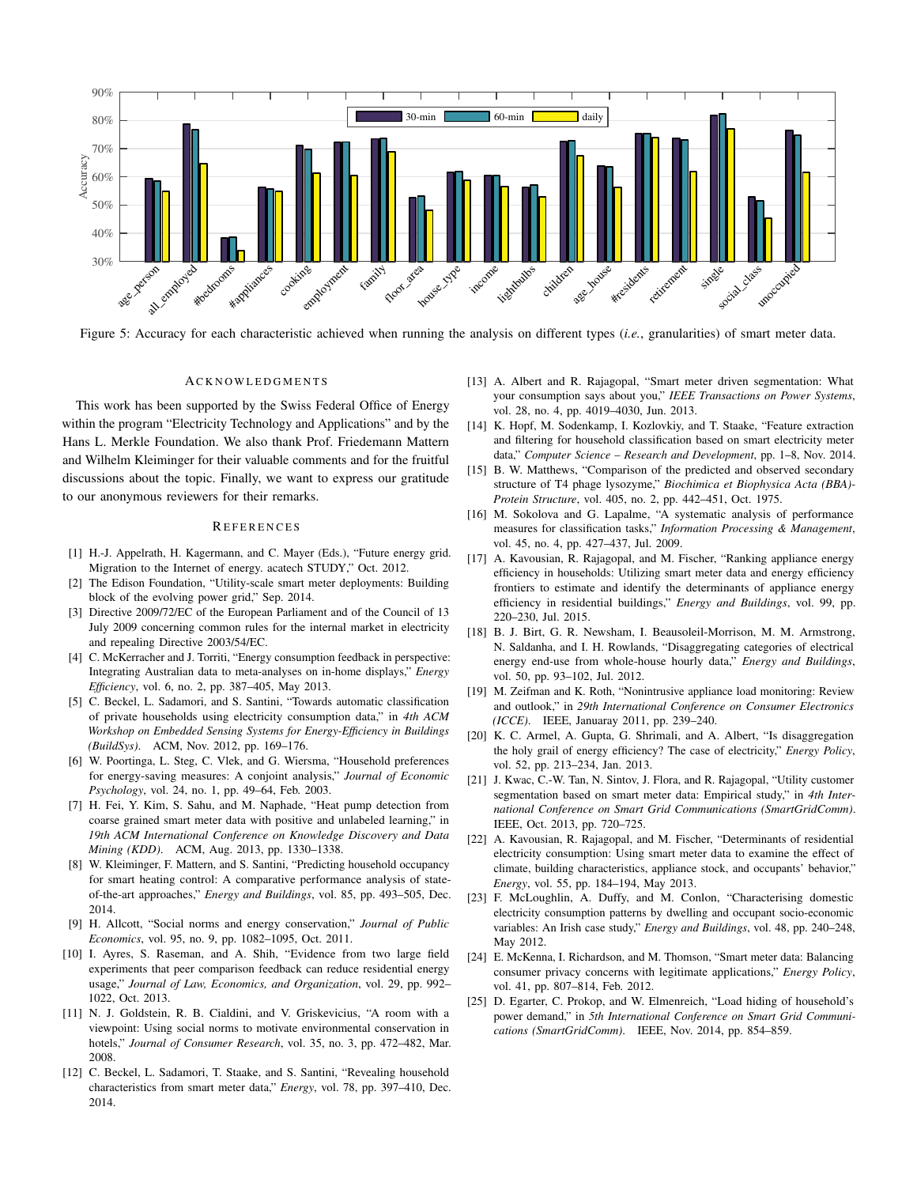90%
80%
70%
60%
50%
40%
30%
Accuracy
30-min
60-min
daily
age_person
all_employed
#bedrooms
#appliances
cooking
employment
family
floor_area
house_type
income
lightbulbs
children
age_house
#residents
retirement
single
social_class
unoccupied

Figure 5: Accuracy for each characteristic achieved when running the analysis on different types (*i.e.*, granularities) of smart meter data.

## Acknowledgments

This work has been supported by the Swiss Federal Office of Energy within the program "Electricity Technology and Applications" and by the Hans L. Merkle Foundation. We also thank Prof. Friedemann Mattern and Wilhelm Kleiminger for their valuable comments and for the fruitful discussions about the topic. Finally, we want to express our gratitude to our anonymous reviewers for their remarks.

## References

[1] H.-J. Appelrath, H. Kagermann, and C. Mayer (Eds.), "Future energy grid. Migration to the Internet of energy. acatech STUDY," Oct. 2012.

[2] The Edison Foundation, "Utility-scale smart meter deployments: Building block of the evolving power grid," Sep. 2014.

[3] Directive 2009/72/EC of the European Parliament and of the Council of 13 July 2009 concerning common rules for the internal market in electricity and repealing Directive 2003/54/EC.

[4] C. McKerracher and J. Torriti, "Energy consumption feedback in perspective: Integrating Australian data to meta-analyses on in-home displays," *Energy Efficiency*, vol. 6, no. 2, pp. 387–405, May 2013.

[5] C. Beckel, L. Sadamori, and S. Santini, "Towards automatic classification of private households using electricity consumption data," in *4th ACM Workshop on Embedded Sensing Systems for Energy-Efficiency in Buildings (BuildSys)*. ACM, Nov. 2012, pp. 169–176.

[6] W. Poortinga, L. Steg, C. Vlek, and G. Wiersma, "Household preferences for energy-saving measures: A conjoint analysis," *Journal of Economic Psychology*, vol. 24, no. 1, pp. 49–64, Feb. 2003.

[7] H. Fei, Y. Kim, S. Sahu, and M. Naphade, "Heat pump detection from coarse grained smart meter data with positive and unlabeled learning," in *19th ACM International Conference on Knowledge Discovery and Data Mining (KDD)*. ACM, Aug. 2013, pp. 1330–1338.

[8] W. Kleiminger, F. Mattern, and S. Santini, "Predicting household occupancy for smart heating control: A comparative performance analysis of state-of-the-art approaches," *Energy and Buildings*, vol. 85, pp. 493–505, Dec. 2014.

[9] H. Allcott, "Social norms and energy conservation," *Journal of Public Economics*, vol. 95, no. 9, pp. 1082–1095, Oct. 2011.

[10] I. Ayres, S. Raseman, and A. Shih, "Evidence from two large field experiments that peer comparison feedback can reduce residential energy usage," *Journal of Law, Economics, and Organization*, vol. 29, pp. 992–1022, Oct. 2013.

[11] N. J. Goldstein, R. B. Cialdini, and V. Griskevicius, "A room with a viewpoint: Using social norms to motivate environmental conservation in hotels," *Journal of Consumer Research*, vol. 35, no. 3, pp. 472–482, Mar. 2008.

[12] C. Beckel, L. Sadamori, T. Staake, and S. Santini, "Revealing household characteristics from smart meter data," *Energy*, vol. 78, pp. 397–410, Dec. 2014.

[13] A. Albert and R. Rajagopal, "Smart meter driven segmentation: What your consumption says about you," *IEEE Transactions on Power Systems*, vol. 28, no. 4, pp. 4019–4030, Jun. 2013.

[14] K. Hopf, M. Sodenkamp, I. Kozlovkiy, and T. Staake, "Feature extraction and filtering for household classification based on smart electricity meter data," *Computer Science – Research and Development*, pp. 1–8, Nov. 2014.

[15] B. W. Matthews, "Comparison of the predicted and observed secondary structure of T4 phage lysozyme," *Biochimica et Biophysica Acta (BBA)-Protein Structure*, vol. 405, no. 2, pp. 442–451, Oct. 1975.

[16] M. Sokolova and G. Lapalme, "A systematic analysis of performance measures for classification tasks," *Information Processing & Management*, vol. 45, no. 4, pp. 427–437, Jul. 2009.

[17] A. Kavousian, R. Rajagopal, and M. Fischer, "Ranking appliance energy efficiency in households: Utilizing smart meter data and energy efficiency frontiers to estimate and identify the determinants of appliance energy efficiency in residential buildings," *Energy and Buildings*, vol. 99, pp. 220–230, Jul. 2015.

[18] B. J. Birt, G. R. Newsham, I. Beausoleil-Morrison, M. M. Armstrong, N. Saldanha, and I. H. Rowlands, "Disaggregating categories of electrical energy end-use from whole-house hourly data," *Energy and Buildings*, vol. 50, pp. 93–102, Jul. 2012.

[19] M. Zeifman and K. Roth, "Nonintrusive appliance load monitoring: Review and outlook," in *29th International Conference on Consumer Electronics (ICCE)*. IEEE, Januaray 2011, pp. 239–240.

[20] K. C. Armel, A. Gupta, G. Shrimali, and A. Albert, "Is disaggregation the holy grail of energy efficiency? The case of electricity," *Energy Policy*, vol. 52, pp. 213–234, Jan. 2013.

[21] J. Kwac, C.-W. Tan, N. Sintov, J. Flora, and R. Rajagopal, "Utility customer segmentation based on smart meter data: Empirical study," in *4th International Conference on Smart Grid Communications (SmartGridComm)*. IEEE, Oct. 2013, pp. 720–725.

[22] A. Kavousian, R. Rajagopal, and M. Fischer, "Determinants of residential electricity consumption: Using smart meter data to examine the effect of climate, building characteristics, appliance stock, and occupants' behavior," *Energy*, vol. 55, pp. 184–194, May 2013.

[23] F. McLoughlin, A. Duffy, and M. Conlon, "Characterising domestic electricity consumption patterns by dwelling and occupant socio-economic variables: An Irish case study," *Energy and Buildings*, vol. 48, pp. 240–248, May 2012.

[24] E. McKenna, I. Richardson, and M. Thomson, "Smart meter data: Balancing consumer privacy concerns with legitimate applications," *Energy Policy*, vol. 41, pp. 807–814, Feb. 2012.

[25] D. Egarter, C. Prokop, and W. Elmenreich, "Load hiding of household's power demand," in *5th International Conference on Smart Grid Communications (SmartGridComm)*. IEEE, Nov. 2014, pp. 854–859.